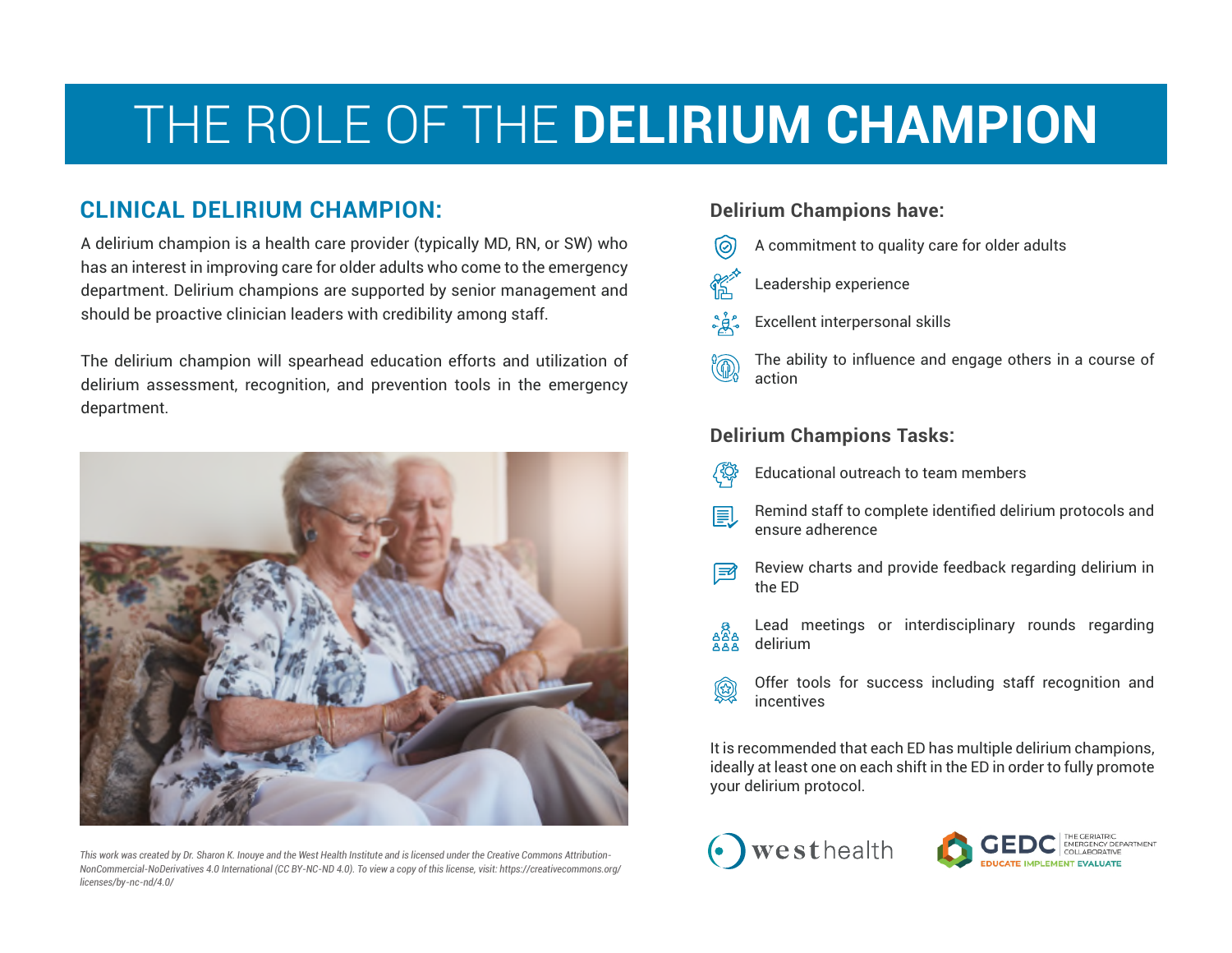# THE ROLE OF THE **DELIRIUM CHAMPION**

## CLINICAL DELIRIUM CHAMPION:

A delirium champion is a health care provider (typically MD, RN, or SW) who has an interest in improving care for older adults who come to the emergency department. Delirium champions are supported by senior management and should be proactive clinician leaders with credibility among staff.

The delirium champion will spearhead education efforts and utilization of delirium assessment, recognition, and prevention tools in the emergency department.

*This work was created by Dr. Sharon K. Inouye and the West Health Institute and is licensed under the Creative Commons Attribution-NonCommercial-NoDerivatives 4.0 International (CC BY-NC-ND 4.0). To view a copy of this license, visit: https://creativecommons.org/licenses/by-nc-nd/4.0/*

### Delirium Champions have:

- A commitment to quality care for older adults
- Leadership experience
- Excellent interpersonal skills
- The ability to influence and engage others in a course of action

### Delirium Champions Tasks:

- Educational outreach to team members
- Remind staff to complete identified delirium protocols and ensure adherence
- Review charts and provide feedback regarding delirium in the ED
- Lead meetings or interdisciplinary rounds regarding delirium
- Offer tools for success including staff recognition and incentives

It is recommended that each ED has multiple delirium champions, ideally at least one on each shift in the ED in order to fully promote your delirium protocol.

westhealth

GEDC THE GERIATRIC EMERGENCY DEPARTMENT COLLABORATIVE
EDUCATE IMPLEMENT EVALUATE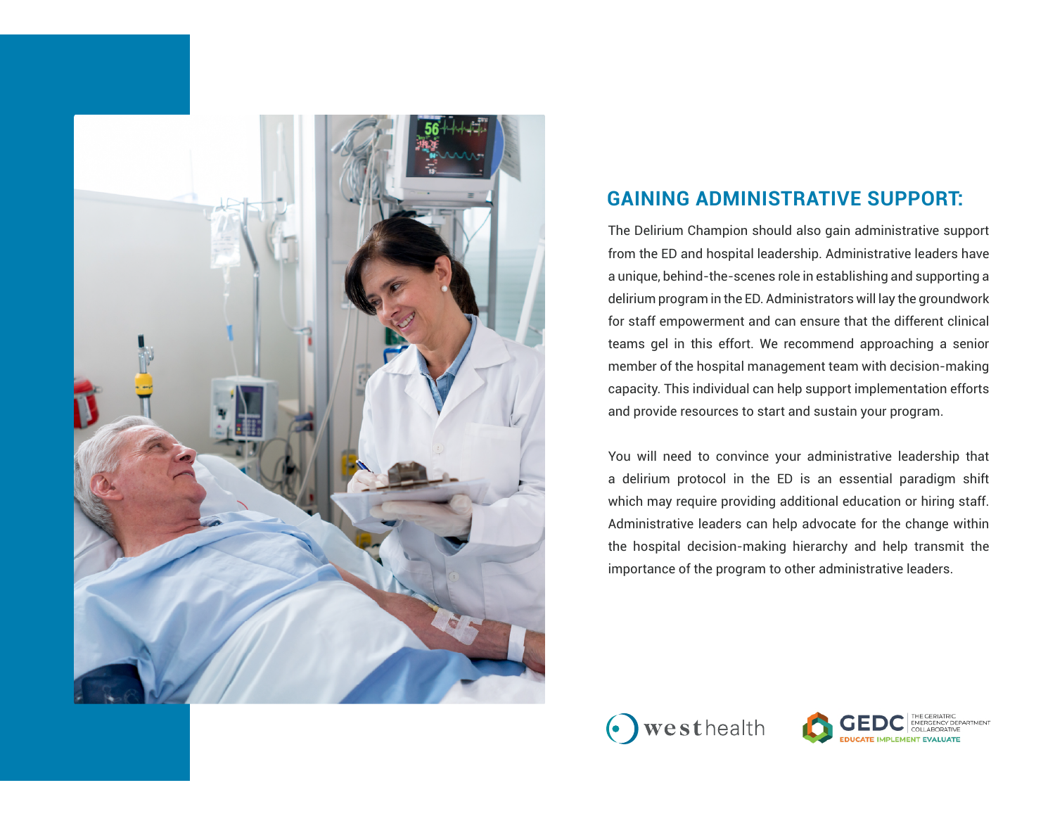## GAINING ADMINISTRATIVE SUPPORT:

The Delirium Champion should also gain administrative support from the ED and hospital leadership. Administrative leaders have a unique, behind-the-scenes role in establishing and supporting a delirium program in the ED. Administrators will lay the groundwork for staff empowerment and can ensure that the different clinical teams gel in this effort. We recommend approaching a senior member of the hospital management team with decision-making capacity. This individual can help support implementation efforts and provide resources to start and sustain your program.

You will need to convince your administrative leadership that a delirium protocol in the ED is an essential paradigm shift which may require providing additional education or hiring staff. Administrative leaders can help advocate for the change within the hospital decision-making hierarchy and help transmit the importance of the program to other administrative leaders.

westhealth

GEDC THE GERIATRIC EMERGENCY DEPARTMENT COLLABORATIVE
EDUCATE IMPLEMENT EVALUATE